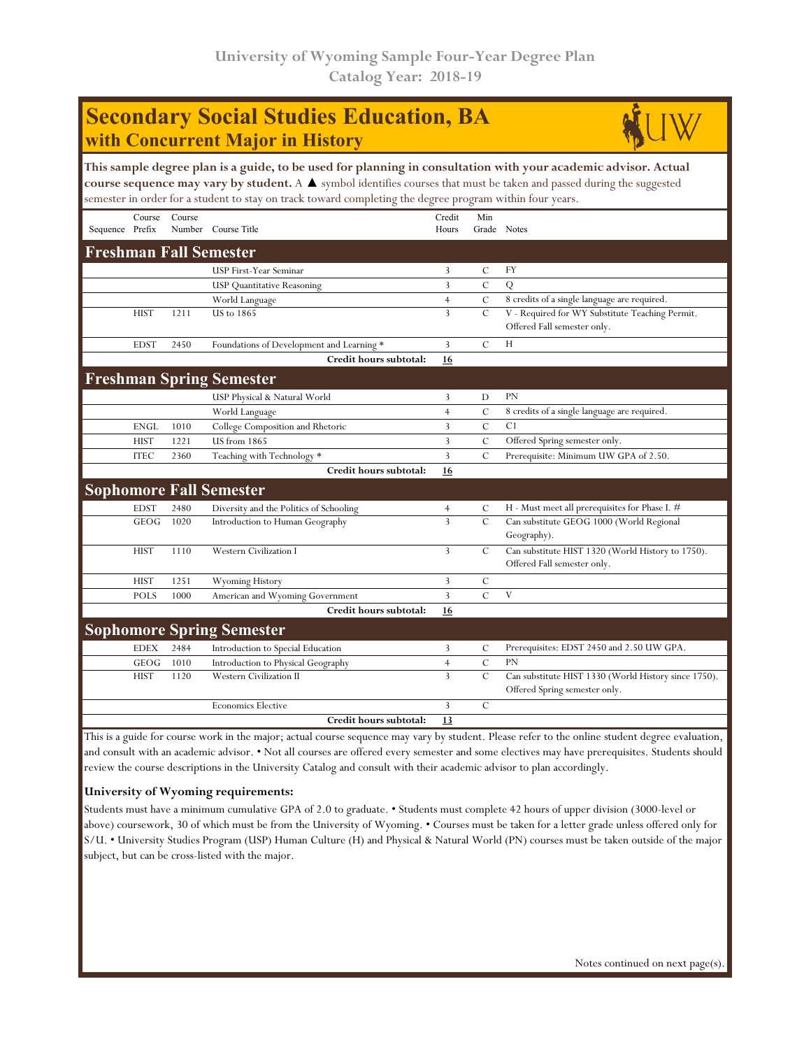University of Wyoming Sample Four-Year Degree Plan
Catalog Year: 2018-19

# Secondary Social Studies Education, BA
## with Concurrent Major in History

**This sample degree plan is a guide, to be used for planning in consultation with your academic advisor. Actual course sequence may vary by student.** A ▲ symbol identifies courses that must be taken and passed during the suggested semester in order for a student to stay on track toward completing the degree program within four years.

| Sequence | Course Prefix | Course Number | Course Title | Credit Hours | Min Grade | Notes |
|---|---|---|---|---|---|---|
| **Freshman Fall Semester** | | | | | | |
| | | | USP First-Year Seminar | 3 | C | FY |
| | | | USP Quantitative Reasoning | 3 | C | Q |
| | | | World Language | 4 | C | 8 credits of a single language are required. |
| | HIST | 1211 | US to 1865 | 3 | C | V - Required for WY Substitute Teaching Permit. Offered Fall semester only. |
| | EDST | 2450 | Foundations of Development and Learning * | 3 | C | H |
| | | | **Credit hours subtotal:** | **16** | | |
| **Freshman Spring Semester** | | | | | | |
| | | | USP Physical & Natural World | 3 | D | PN |
| | | | World Language | 4 | C | 8 credits of a single language are required. |
| | ENGL | 1010 | College Composition and Rhetoric | 3 | C | C1 |
| | HIST | 1221 | US from 1865 | 3 | C | Offered Spring semester only. |
| | ITEC | 2360 | Teaching with Technology * | 3 | C | Prerequisite: Minimum UW GPA of 2.50. |
| | | | **Credit hours subtotal:** | **16** | | |
| **Sophomore Fall Semester** | | | | | | |
| | EDST | 2480 | Diversity and the Politics of Schooling | 4 | C | H - Must meet all prerequisites for Phase I. # |
| | GEOG | 1020 | Introduction to Human Geography | 3 | C | Can substitute GEOG 1000 (World Regional Geography). |
| | HIST | 1110 | Western Civilization I | 3 | C | Can substitute HIST 1320 (World History to 1750). Offered Fall semester only. |
| | HIST | 1251 | Wyoming History | 3 | C | |
| | POLS | 1000 | American and Wyoming Government | 3 | C | V |
| | | | **Credit hours subtotal:** | **16** | | |
| **Sophomore Spring Semester** | | | | | | |
| | EDEX | 2484 | Introduction to Special Education | 3 | C | Prerequisites: EDST 2450 and 2.50 UW GPA. |
| | GEOG | 1010 | Introduction to Physical Geography | 4 | C | PN |
| | HIST | 1120 | Western Civilization II | 3 | C | Can substitute HIST 1330 (World History since 1750). Offered Spring semester only. |
| | | | Economics Elective | 3 | C | |
| | | | **Credit hours subtotal:** | **13** | | |

This is a guide for course work in the major; actual course sequence may vary by student. Please refer to the online student degree evaluation, and consult with an academic advisor. • Not all courses are offered every semester and some electives may have prerequisites. Students should review the course descriptions in the University Catalog and consult with their academic advisor to plan accordingly.

**University of Wyoming requirements:**

Students must have a minimum cumulative GPA of 2.0 to graduate. • Students must complete 42 hours of upper division (3000-level or above) coursework, 30 of which must be from the University of Wyoming. • Courses must be taken for a letter grade unless offered only for S/U. • University Studies Program (USP) Human Culture (H) and Physical & Natural World (PN) courses must be taken outside of the major subject, but can be cross-listed with the major.

Notes continued on next page(s).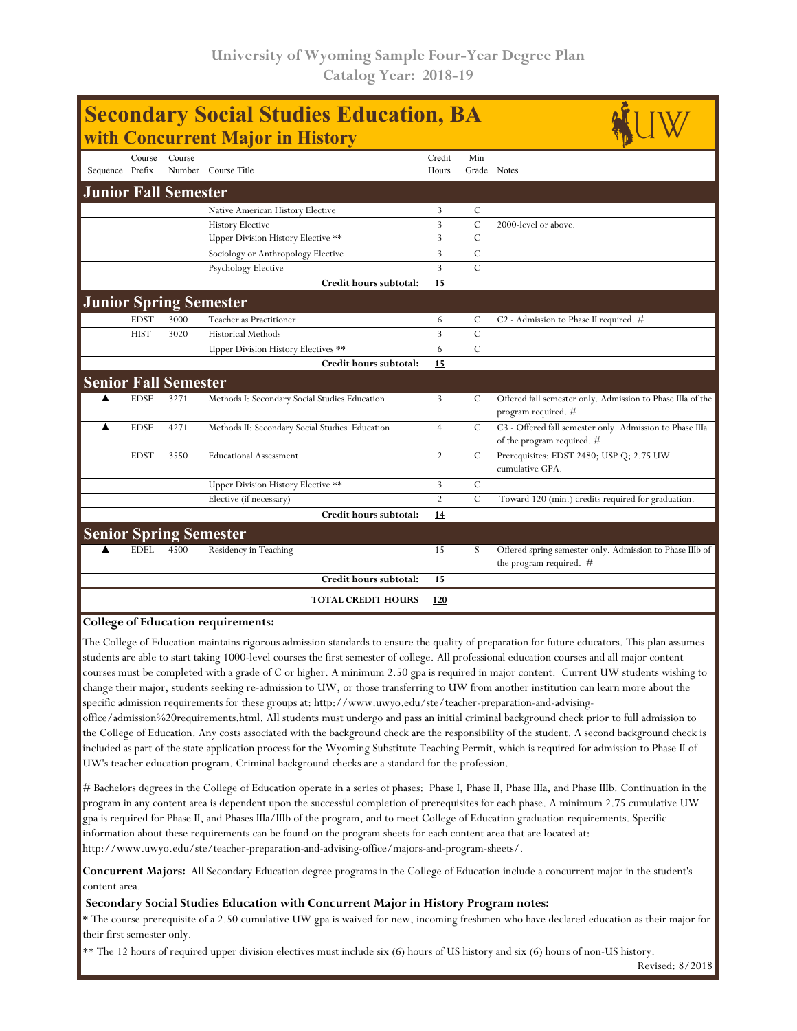University of Wyoming Sample Four-Year Degree Plan
Catalog Year: 2018-19

# Secondary Social Studies Education, BA
## with Concurrent Major in History

| Sequence | Course Prefix | Course Number | Course Title | Credit Hours | Min Grade | Notes |
|---|---|---|---|---|---|---|
| **Junior Fall Semester** | | | | | | |
| | | | Native American History Elective | 3 | C | |
| | | | History Elective | 3 | C | 2000-level or above. |
| | | | Upper Division History Elective ** | 3 | C | |
| | | | Sociology or Anthropology Elective | 3 | C | |
| | | | Psychology Elective | 3 | C | |
| | | | **Credit hours subtotal:** | **15** | | |
| **Junior Spring Semester** | | | | | | |
| | EDST | 3000 | Teacher as Practitioner | 6 | C | C2 - Admission to Phase II required. # |
| | HIST | 3020 | Historical Methods | 3 | C | |
| | | | Upper Division History Electives ** | 6 | C | |
| | | | **Credit hours subtotal:** | **15** | | |
| **Senior Fall Semester** | | | | | | |
| ▲ | EDSE | 3271 | Methods I: Secondary Social Studies Education | 3 | C | Offered fall semester only. Admission to Phase IIIa of the program required. # |
| ▲ | EDSE | 4271 | Methods II: Secondary Social Studies Education | 4 | C | C3 - Offered fall semester only. Admission to Phase IIIa of the program required. # |
| | EDST | 3550 | Educational Assessment | 2 | C | Prerequisites: EDST 2480; USP Q; 2.75 UW cumulative GPA. |
| | | | Upper Division History Elective ** | 3 | C | |
| | | | Elective (if necessary) | 2 | C | Toward 120 (min.) credits required for graduation. |
| | | | **Credit hours subtotal:** | **14** | | |
| **Senior Spring Semester** | | | | | | |
| ▲ | EDEL | 4500 | Residency in Teaching | 15 | S | Offered spring semester only. Admission to Phase IIIb of the program required. # |
| | | | **Credit hours subtotal:** | **15** | | |
| | | | **TOTAL CREDIT HOURS** | **120** | | |

**College of Education requirements:**

The College of Education maintains rigorous admission standards to ensure the quality of preparation for future educators. This plan assumes students are able to start taking 1000-level courses the first semester of college. All professional education courses and all major content courses must be completed with a grade of C or higher. A minimum 2.50 gpa is required in major content. Current UW students wishing to change their major, students seeking re-admission to UW, or those transferring to UW from another institution can learn more about the specific admission requirements for these groups at: http://www.uwyo.edu/ste/teacher-preparation-and-advising-office/admission%20requirements.html. All students must undergo and pass an initial criminal background check prior to full admission to the College of Education. Any costs associated with the background check are the responsibility of the student. A second background check is included as part of the state application process for the Wyoming Substitute Teaching Permit, which is required for admission to Phase II of UW's teacher education program. Criminal background checks are a standard for the profession.

# Bachelors degrees in the College of Education operate in a series of phases: Phase I, Phase II, Phase IIIa, and Phase IIIb. Continuation in the program in any content area is dependent upon the successful completion of prerequisites for each phase. A minimum 2.75 cumulative UW gpa is required for Phase II, and Phases IIIa/IIIb of the program, and to meet College of Education graduation requirements. Specific information about these requirements can be found on the program sheets for each content area that are located at: http://www.uwyo.edu/ste/teacher-preparation-and-advising-office/majors-and-program-sheets/.

**Concurrent Majors:** All Secondary Education degree programs in the College of Education include a concurrent major in the student's content area.

**Secondary Social Studies Education with Concurrent Major in History Program notes:**

* The course prerequisite of a 2.50 cumulative UW gpa is waived for new, incoming freshmen who have declared education as their major for their first semester only.

** The 12 hours of required upper division electives must include six (6) hours of US history and six (6) hours of non-US history.

Revised: 8/2018